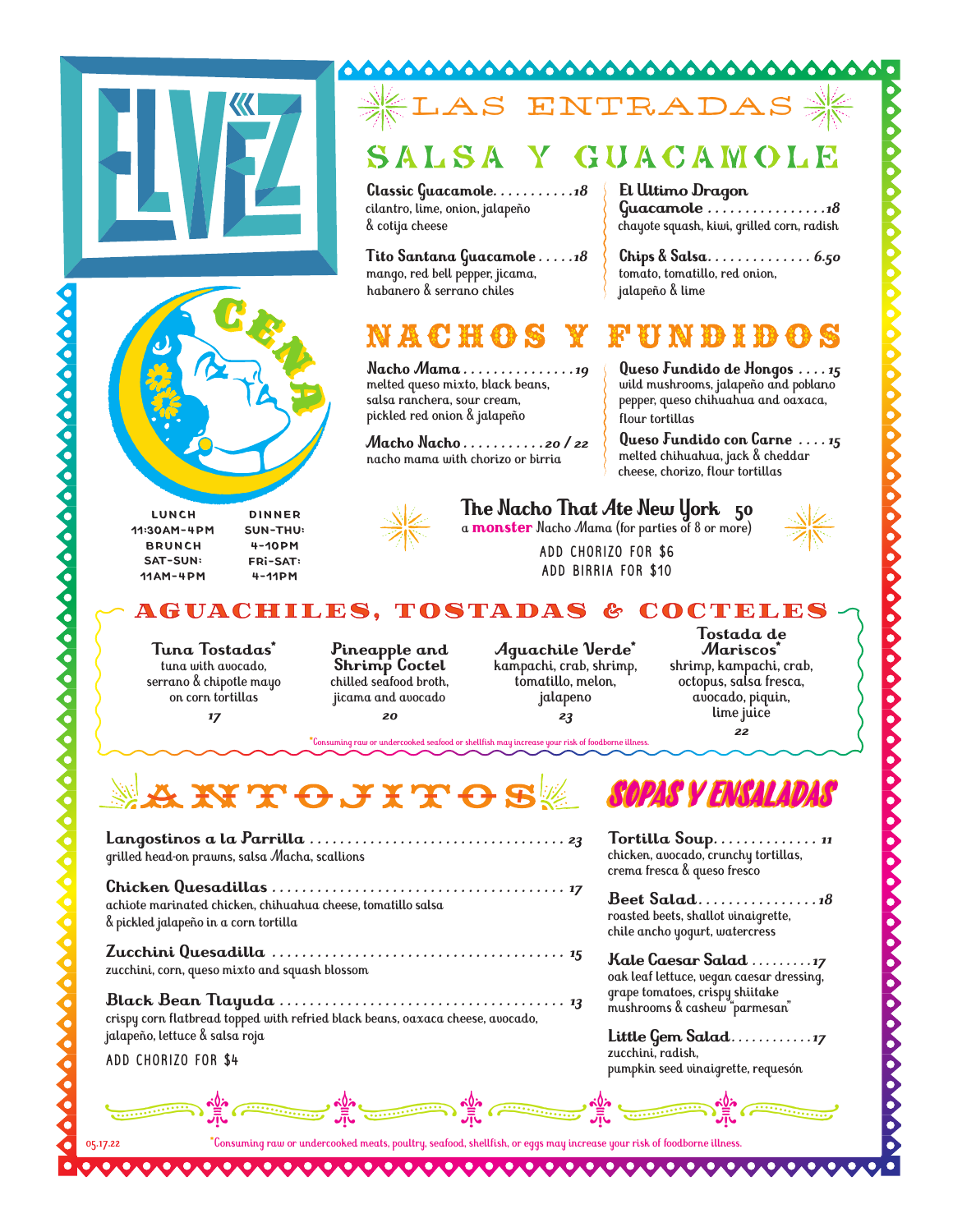# ELVEZ

## CENA

**LUNCH**
11:30AM-4PM

**BRUNCH**
SAT-SUN:
11AM-4PM

**DINNER**
SUN-THU:
4-10PM
FRI-SAT:
4-11PM

# LAS ENTRADAS

## SALSA Y GUACAMOLE

**Classic Guacamole** .......... 18
cilantro, lime, onion, jalapeño & cotija cheese

**Tito Santana Guacamole** ..... 18
mango, red bell pepper, jicama, habanero & serrano chiles

**El Ultimo Dragon Guacamole** ................ 18
chayote squash, kiwi, grilled corn, radish

**Chips & Salsa** .............. 6.50
tomato, tomatillo, red onion, jalapeño & lime

## NACHOS Y FUNDIDOS

**Nacho Mama** ............... 19
melted queso mixto, black beans, salsa ranchera, sour cream, pickled red onion & jalapeño

**Macho Nacho** ........... 20 / 22
nacho mama with chorizo or birria

**Queso Fundido de Hongos** .... 15
wild mushrooms, jalapeño and poblano pepper, queso chihuahua and oaxaca, flour tortillas

**Queso Fundido con Carne** .... 15
melted chihuahua, jack & cheddar cheese, chorizo, flour tortillas

**The Nacho That Ate New York** 50
a **monster** Nacho Mama (for parties of 8 or more)

ADD CHORIZO FOR $6
ADD BIRRIA FOR $10

## AGUACHILES, TOSTADAS & COCTELES

**Tuna Tostadas***
tuna with avocado, serrano & chipotle mayo on corn tortillas
17

**Pineapple and Shrimp Coctel**
chilled seafood broth, jicama and avocado
20

**Aguachile Verde***
kampachi, crab, shrimp, tomatillo, melon, jalapeno
23

**Tostada de Mariscos***
shrimp, kampachi, crab, octopus, salsa fresca, avocado, piquin, lime juice
22

*Consuming raw or undercooked seafood or shellfish may increase your risk of foodborne illness.

## ANTOJITOS

**Langostinos a la Parrilla** .................................. 23
grilled head-on prawns, salsa Macha, scallions

**Chicken Quesadillas** ...................................... 17
achiote marinated chicken, chihuahua cheese, tomatillo salsa & pickled jalapeño in a corn tortilla

**Zucchini Quesadilla** ...................................... 15
zucchini, corn, queso mixto and squash blossom

**Black Bean Tlayuda** ..................................... 13
crispy corn flatbread topped with refried black beans, oaxaca cheese, avocado, jalapeño, lettuce & salsa roja

ADD CHORIZO FOR $4

## SOPAS Y ENSALADAS

**Tortilla Soup** ............. 11
chicken, avocado, crunchy tortillas, crema fresca & queso fresco

**Beet Salad** ................ 18
roasted beets, shallot vinaigrette, chile ancho yogurt, watercress

**Kale Caesar Salad** ......... 17
oak leaf lettuce, vegan caesar dressing, grape tomatoes, crispy shiitake mushrooms & cashew "parmesan"

**Little Gem Salad** ........... 17
zucchini, radish, pumpkin seed vinaigrette, requesón

05.17.22

*Consuming raw or undercooked meats, poultry, seafood, shellfish, or eggs may increase your risk of foodborne illness.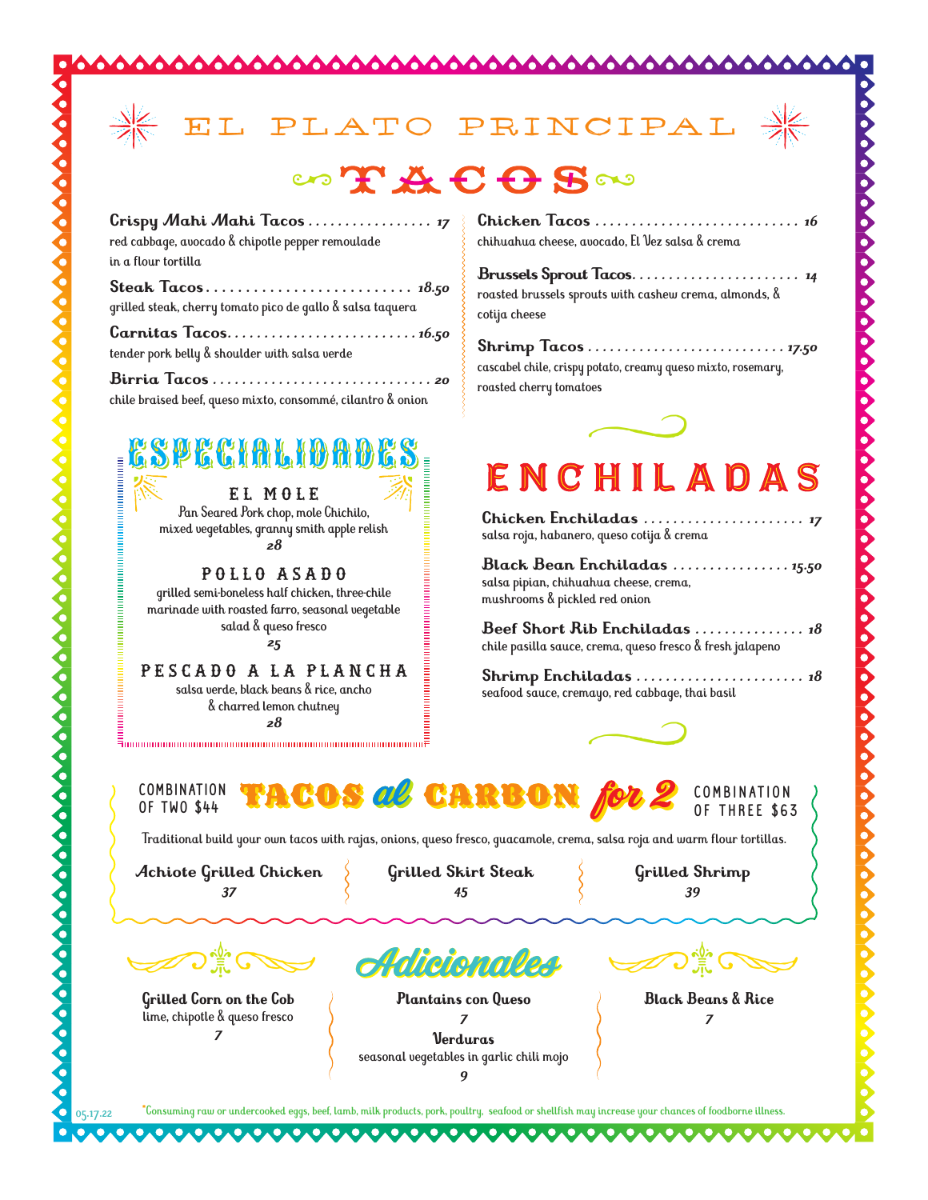# EL PLATO PRINCIPAL

## TACOS

**Crispy Mahi Mahi Tacos** ................. *17*
red cabbage, avocado & chipotle pepper remoulade in a flour tortilla

**Steak Tacos** .......................... *18.50*
grilled steak, cherry tomato pico de gallo & salsa taquera

**Carnitas Tacos** .........................*16.50*
tender pork belly & shoulder with salsa verde

**Birria Tacos** ............................. *20*
chile braised beef, queso mixto, consommé, cilantro & onion

**Chicken Tacos** ............................ *16*
chihuahua cheese, avocado, El Vez salsa & crema

**Brussels Sprout Tacos** ...................... *14*
roasted brussels sprouts with cashew crema, almonds, & cotija cheese

**Shrimp Tacos** ........................... *17.50*
cascabel chile, crispy potato, creamy queso mixto, rosemary, roasted cherry tomatoes

## ESPECIALIDADES

**EL MOLE**
Pan Seared Pork chop, mole Chichilo, mixed vegetables, granny smith apple relish
*28*

**POLLO ASADO**
grilled semi-boneless half chicken, three-chile marinade with roasted farro, seasonal vegetable salad & queso fresco
*25*

**PESCADO A LA PLANCHA**
salsa verde, black beans & rice, ancho & charred lemon chutney
*28*

## ENCHILADAS

**Chicken Enchiladas** ...................... *17*
salsa roja, habanero, queso cotija & crema

**Black Bean Enchiladas** ................ *15.50*
salsa pipian, chihuahua cheese, crema, mushrooms & pickled red onion

**Beef Short Rib Enchiladas** ............... *18*
chile pasilla sauce, crema, queso fresco & fresh jalapeno

**Shrimp Enchiladas** ....................... *18*
seafood sauce, cremayo, red cabbage, thai basil

## TACOS al CARBON for 2

COMBINATION OF TWO $44 — COMBINATION OF THREE $63

Traditional build your own tacos with rajas, onions, queso fresco, guacamole, crema, salsa roja and warm flour tortillas.

**Achiote Grilled Chicken**
*37*

**Grilled Skirt Steak**
*45*

**Grilled Shrimp**
*39*

## Adicionales

**Grilled Corn on the Cob**
lime, chipotle & queso fresco
*7*

**Plantains con Queso**
*7*

**Verduras**
seasonal vegetables in garlic chili mojo
*9*

**Black Beans & Rice**
*7*

05.17.22

*Consuming raw or undercooked eggs, beef, lamb, milk products, pork, poultry, seafood or shellfish may increase your chances of foodborne illness.